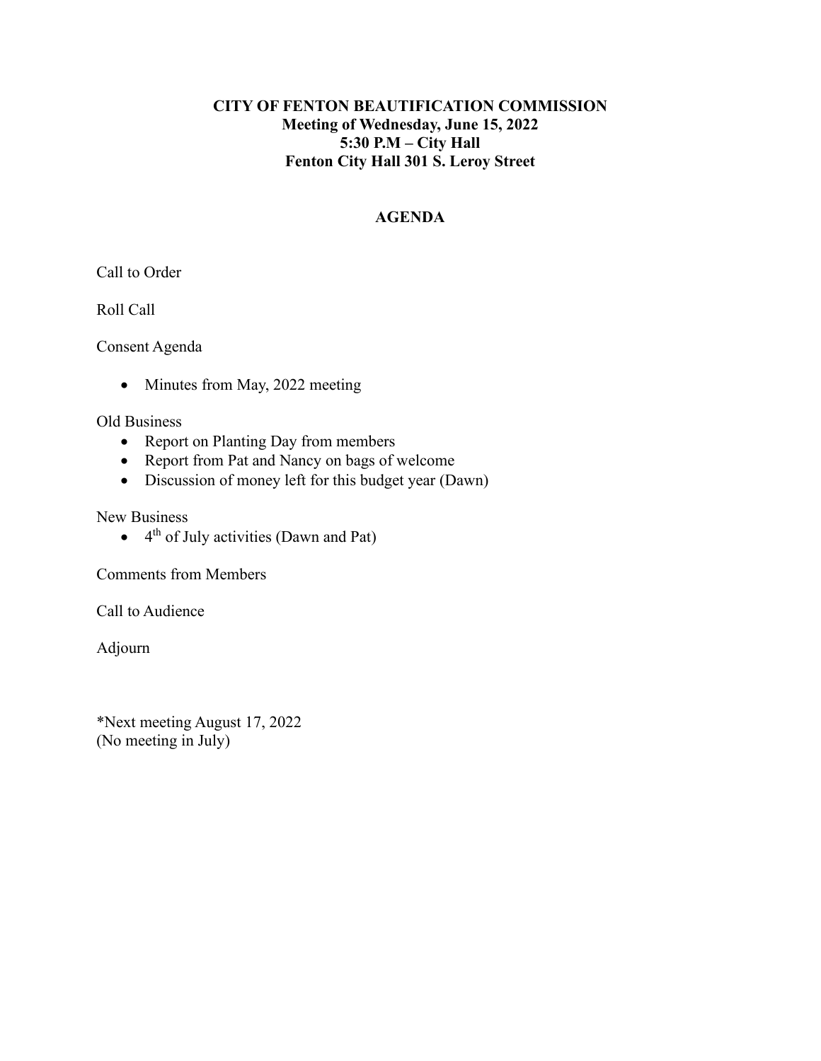**CITY OF FENTON BEAUTIFICATION COMMISSION**
**Meeting of Wednesday, June 15, 2022**
**5:30 P.M – City Hall**
**Fenton City Hall 301 S. Leroy Street**

## AGENDA

Call to Order

Roll Call

Consent Agenda

- Minutes from May, 2022 meeting

Old Business

- Report on Planting Day from members
- Report from Pat and Nancy on bags of welcome
- Discussion of money left for this budget year (Dawn)

New Business

- 4th of July activities (Dawn and Pat)

Comments from Members

Call to Audience

Adjourn

*Next meeting August 17, 2022
(No meeting in July)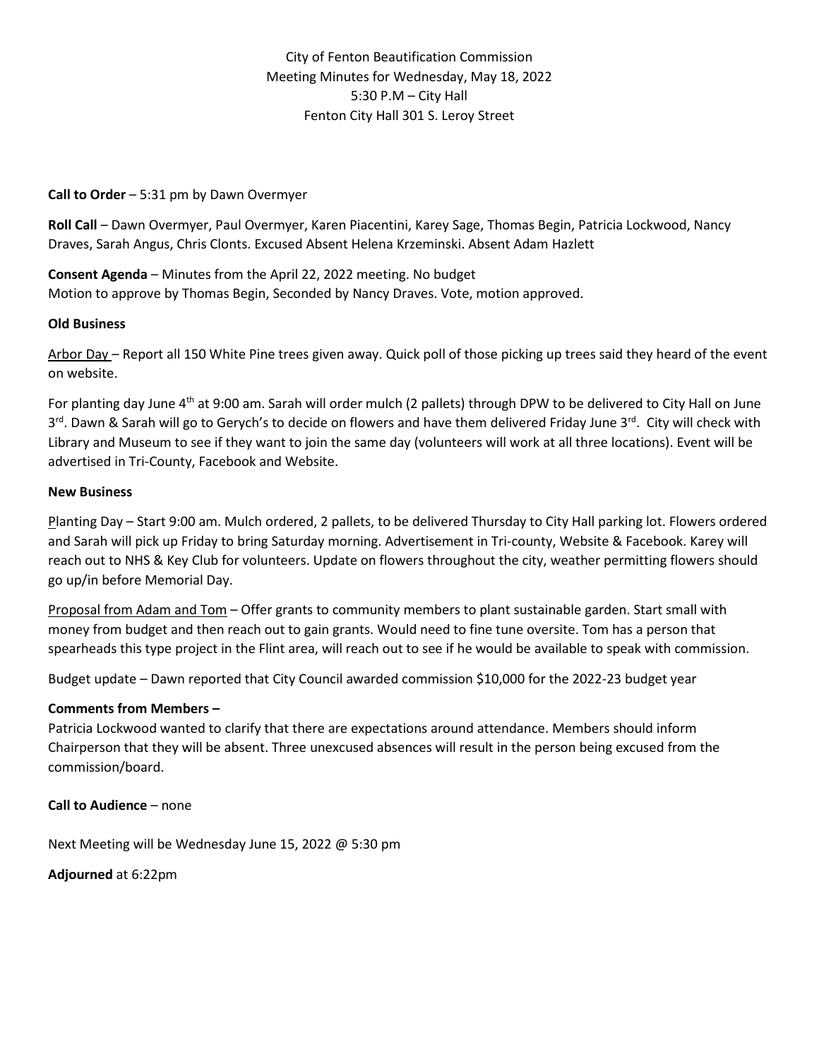City of Fenton Beautification Commission
Meeting Minutes for Wednesday, May 18, 2022
5:30 P.M – City Hall
Fenton City Hall 301 S. Leroy Street

**Call to Order** – 5:31 pm by Dawn Overmyer

**Roll Call** – Dawn Overmyer, Paul Overmyer, Karen Piacentini, Karey Sage, Thomas Begin, Patricia Lockwood, Nancy Draves, Sarah Angus, Chris Clonts. Excused Absent Helena Krzeminski. Absent Adam Hazlett

**Consent Agenda** – Minutes from the April 22, 2022 meeting. No budget
Motion to approve by Thomas Begin, Seconded by Nancy Draves. Vote, motion approved.

**Old Business**

Arbor Day – Report all 150 White Pine trees given away. Quick poll of those picking up trees said they heard of the event on website.

For planting day June 4th at 9:00 am. Sarah will order mulch (2 pallets) through DPW to be delivered to City Hall on June 3rd. Dawn & Sarah will go to Gerych's to decide on flowers and have them delivered Friday June 3rd. City will check with Library and Museum to see if they want to join the same day (volunteers will work at all three locations). Event will be advertised in Tri-County, Facebook and Website.

**New Business**

Planting Day – Start 9:00 am. Mulch ordered, 2 pallets, to be delivered Thursday to City Hall parking lot. Flowers ordered and Sarah will pick up Friday to bring Saturday morning. Advertisement in Tri-county, Website & Facebook. Karey will reach out to NHS & Key Club for volunteers. Update on flowers throughout the city, weather permitting flowers should go up/in before Memorial Day.

Proposal from Adam and Tom – Offer grants to community members to plant sustainable garden. Start small with money from budget and then reach out to gain grants. Would need to fine tune oversite. Tom has a person that spearheads this type project in the Flint area, will reach out to see if he would be available to speak with commission.

Budget update – Dawn reported that City Council awarded commission $10,000 for the 2022-23 budget year

**Comments from Members –**
Patricia Lockwood wanted to clarify that there are expectations around attendance. Members should inform Chairperson that they will be absent. Three unexcused absences will result in the person being excused from the commission/board.

**Call to Audience** – none

Next Meeting will be Wednesday June 15, 2022 @ 5:30 pm

**Adjourned** at 6:22pm